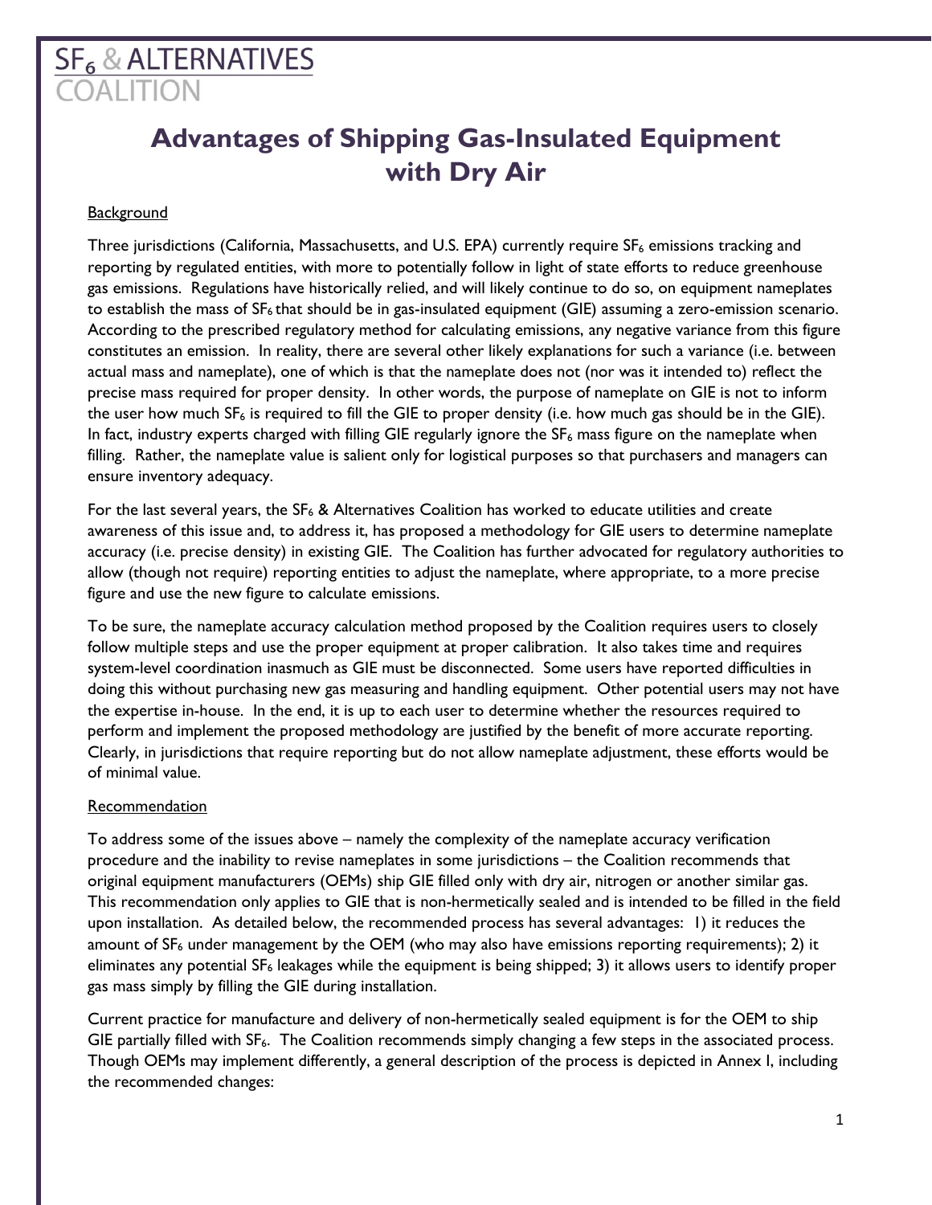SF$_6$ & ALTERNATIVES COALITION

# Advantages of Shipping Gas-Insulated Equipment with Dry Air

## Background

Three jurisdictions (California, Massachusetts, and U.S. EPA) currently require SF$_6$ emissions tracking and reporting by regulated entities, with more to potentially follow in light of state efforts to reduce greenhouse gas emissions. Regulations have historically relied, and will likely continue to do so, on equipment nameplates to establish the mass of SF$_6$ that should be in gas-insulated equipment (GIE) assuming a zero-emission scenario. According to the prescribed regulatory method for calculating emissions, any negative variance from this figure constitutes an emission. In reality, there are several other likely explanations for such a variance (i.e. between actual mass and nameplate), one of which is that the nameplate does not (nor was it intended to) reflect the precise mass required for proper density. In other words, the purpose of nameplate on GIE is not to inform the user how much SF$_6$ is required to fill the GIE to proper density (i.e. how much gas should be in the GIE). In fact, industry experts charged with filling GIE regularly ignore the SF$_6$ mass figure on the nameplate when filling. Rather, the nameplate value is salient only for logistical purposes so that purchasers and managers can ensure inventory adequacy.

For the last several years, the SF$_6$ & Alternatives Coalition has worked to educate utilities and create awareness of this issue and, to address it, has proposed a methodology for GIE users to determine nameplate accuracy (i.e. precise density) in existing GIE. The Coalition has further advocated for regulatory authorities to allow (though not require) reporting entities to adjust the nameplate, where appropriate, to a more precise figure and use the new figure to calculate emissions.

To be sure, the nameplate accuracy calculation method proposed by the Coalition requires users to closely follow multiple steps and use the proper equipment at proper calibration. It also takes time and requires system-level coordination inasmuch as GIE must be disconnected. Some users have reported difficulties in doing this without purchasing new gas measuring and handling equipment. Other potential users may not have the expertise in-house. In the end, it is up to each user to determine whether the resources required to perform and implement the proposed methodology are justified by the benefit of more accurate reporting. Clearly, in jurisdictions that require reporting but do not allow nameplate adjustment, these efforts would be of minimal value.

## Recommendation

To address some of the issues above – namely the complexity of the nameplate accuracy verification procedure and the inability to revise nameplates in some jurisdictions – the Coalition recommends that original equipment manufacturers (OEMs) ship GIE filled only with dry air, nitrogen or another similar gas. This recommendation only applies to GIE that is non-hermetically sealed and is intended to be filled in the field upon installation. As detailed below, the recommended process has several advantages: 1) it reduces the amount of SF$_6$ under management by the OEM (who may also have emissions reporting requirements); 2) it eliminates any potential SF$_6$ leakages while the equipment is being shipped; 3) it allows users to identify proper gas mass simply by filling the GIE during installation.

Current practice for manufacture and delivery of non-hermetically sealed equipment is for the OEM to ship GIE partially filled with SF$_6$. The Coalition recommends simply changing a few steps in the associated process. Though OEMs may implement differently, a general description of the process is depicted in Annex I, including the recommended changes: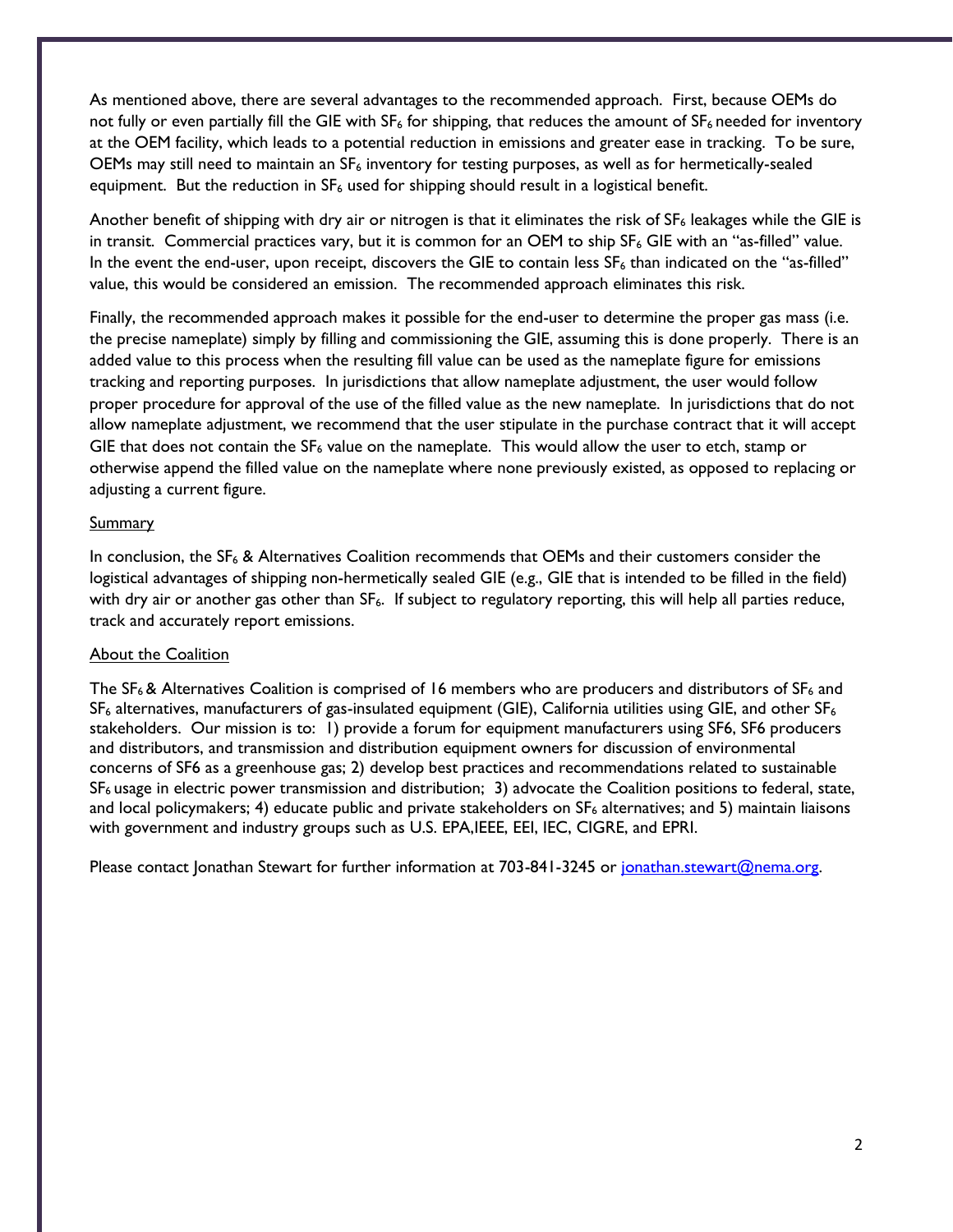As mentioned above, there are several advantages to the recommended approach. First, because OEMs do not fully or even partially fill the GIE with $SF_6$ for shipping, that reduces the amount of $SF_6$ needed for inventory at the OEM facility, which leads to a potential reduction in emissions and greater ease in tracking. To be sure, OEMs may still need to maintain an $SF_6$ inventory for testing purposes, as well as for hermetically-sealed equipment. But the reduction in $SF_6$ used for shipping should result in a logistical benefit.

Another benefit of shipping with dry air or nitrogen is that it eliminates the risk of $SF_6$ leakages while the GIE is in transit. Commercial practices vary, but it is common for an OEM to ship $SF_6$ GIE with an "as-filled" value. In the event the end-user, upon receipt, discovers the GIE to contain less $SF_6$ than indicated on the "as-filled" value, this would be considered an emission. The recommended approach eliminates this risk.

Finally, the recommended approach makes it possible for the end-user to determine the proper gas mass (i.e. the precise nameplate) simply by filling and commissioning the GIE, assuming this is done properly. There is an added value to this process when the resulting fill value can be used as the nameplate figure for emissions tracking and reporting purposes. In jurisdictions that allow nameplate adjustment, the user would follow proper procedure for approval of the use of the filled value as the new nameplate. In jurisdictions that do not allow nameplate adjustment, we recommend that the user stipulate in the purchase contract that it will accept GIE that does not contain the $SF_6$ value on the nameplate. This would allow the user to etch, stamp or otherwise append the filled value on the nameplate where none previously existed, as opposed to replacing or adjusting a current figure.

## Summary

In conclusion, the $SF_6$ & Alternatives Coalition recommends that OEMs and their customers consider the logistical advantages of shipping non-hermetically sealed GIE (e.g., GIE that is intended to be filled in the field) with dry air or another gas other than $SF_6$. If subject to regulatory reporting, this will help all parties reduce, track and accurately report emissions.

## About the Coalition

The $SF_6$ & Alternatives Coalition is comprised of 16 members who are producers and distributors of $SF_6$ and $SF_6$ alternatives, manufacturers of gas-insulated equipment (GIE), California utilities using GIE, and other $SF_6$ stakeholders. Our mission is to: 1) provide a forum for equipment manufacturers using SF6, SF6 producers and distributors, and transmission and distribution equipment owners for discussion of environmental concerns of SF6 as a greenhouse gas; 2) develop best practices and recommendations related to sustainable $SF_6$ usage in electric power transmission and distribution; 3) advocate the Coalition positions to federal, state, and local policymakers; 4) educate public and private stakeholders on $SF_6$ alternatives; and 5) maintain liaisons with government and industry groups such as U.S. EPA,IEEE, EEI, IEC, CIGRE, and EPRI.

Please contact Jonathan Stewart for further information at 703-841-3245 or jonathan.stewart@nema.org.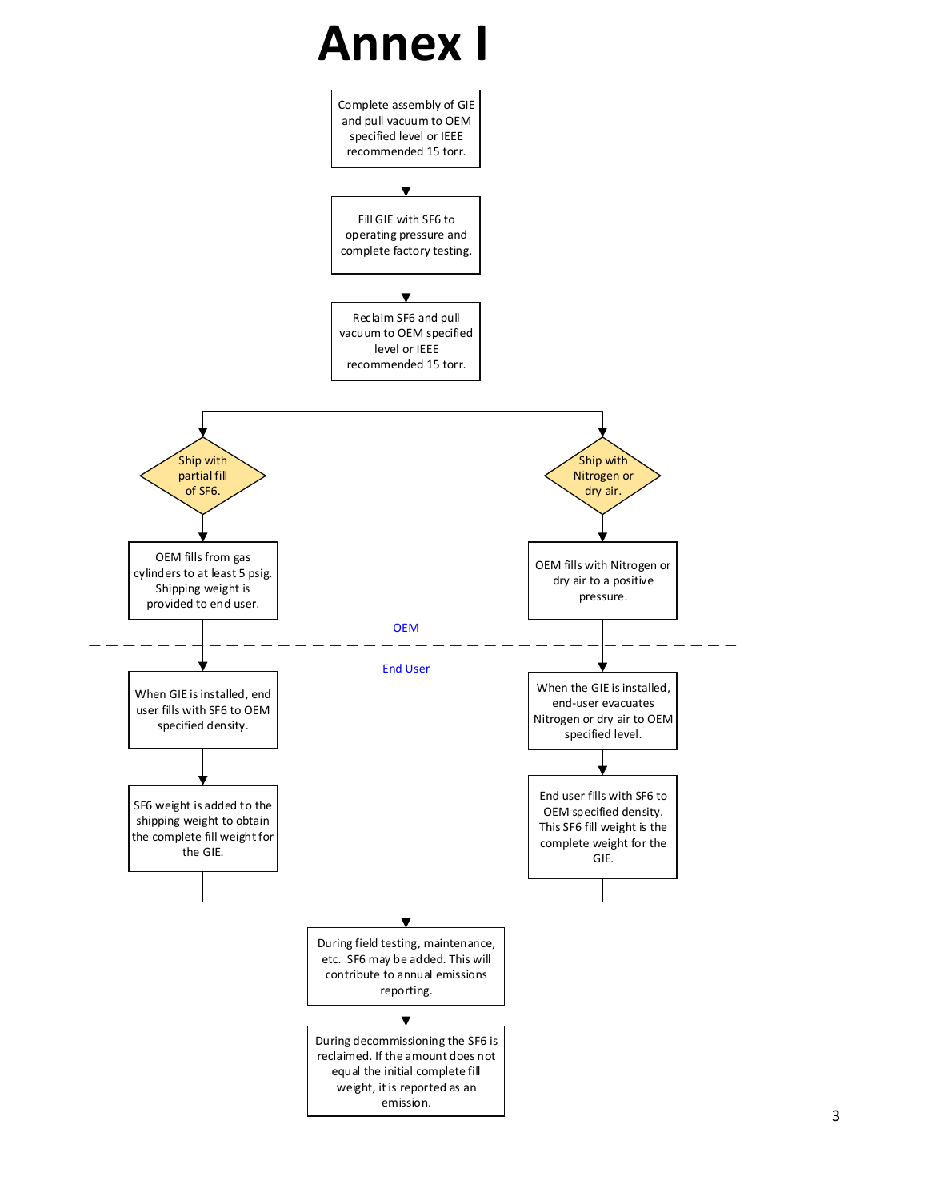# Annex I

Complete assembly of GIE and pull vacuum to OEM specified level or IEEE recommended 15 torr.

Fill GIE with SF6 to operating pressure and complete factory testing.

Reclaim SF6 and pull vacuum to OEM specified level or IEEE recommended 15 torr.

Ship with partial fill of SF6.

Ship with Nitrogen or dry air.

OEM fills from gas cylinders to at least 5 psig. Shipping weight is provided to end user.

OEM fills with Nitrogen or dry air to a positive pressure.

OEM

End User

When GIE is installed, end user fills with SF6 to OEM specified density.

When the GIE is installed, end-user evacuates Nitrogen or dry air to OEM specified level.

SF6 weight is added to the shipping weight to obtain the complete fill weight for the GIE.

End user fills with SF6 to OEM specified density. This SF6 fill weight is the complete weight for the GIE.

During field testing, maintenance, etc. SF6 may be added. This will contribute to annual emissions reporting.

During decommissioning the SF6 is reclaimed. If the amount does not equal the initial complete fill weight, it is reported as an emission.